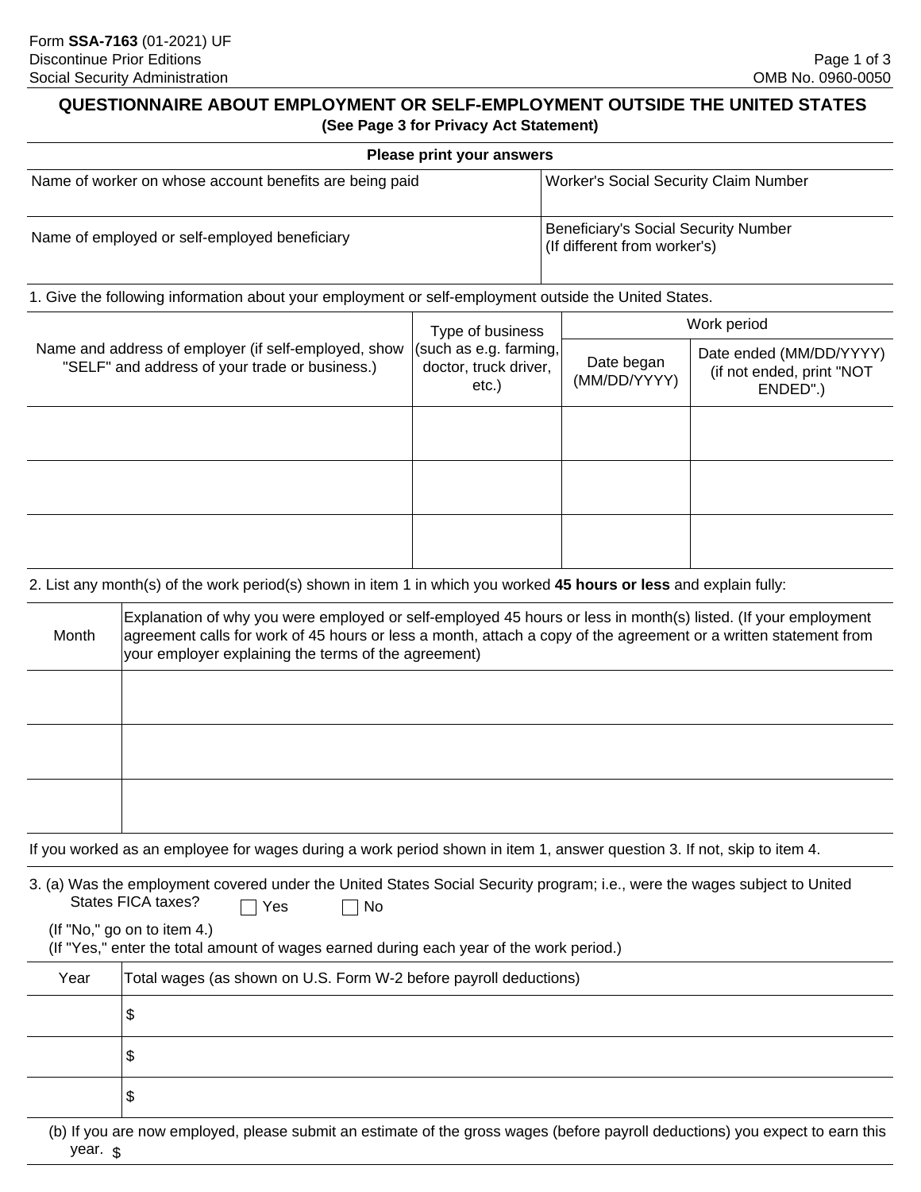Form **SSA-7163** (01-2021) UF
Discontinue Prior Editions
Social Security Administration

OMB No. 0960-0050

## QUESTIONNAIRE ABOUT EMPLOYMENT OR SELF-EMPLOYMENT OUTSIDE THE UNITED STATES

**(See Page 3 for Privacy Act Statement)**

**Please print your answers**

| Name of worker on whose account benefits are being paid | Worker's Social Security Claim Number |
|---|---|
| Name of employed or self-employed beneficiary | Beneficiary's Social Security Number (If different from worker's) |

1. Give the following information about your employment or self-employment outside the United States.

| Name and address of employer (if self-employed, show "SELF" and address of your trade or business.) | Type of business (such as e.g. farming, doctor, truck driver, etc.) | Work period | |
|---|---|---|---|
| | | Date began (MM/DD/YYYY) | Date ended (MM/DD/YYYY) (if not ended, print "NOT ENDED".) |
| | | | |
| | | | |
| | | | |

2. List any month(s) of the work period(s) shown in item 1 in which you worked **45 hours or less** and explain fully:

| Month | Explanation of why you were employed or self-employed 45 hours or less in month(s) listed. (If your employment agreement calls for work of 45 hours or less a month, attach a copy of the agreement or a written statement from your employer explaining the terms of the agreement) |
|---|---|
| | |
| | |
| | |

If you worked as an employee for wages during a work period shown in item 1, answer question 3. If not, skip to item 4.

3. (a) Was the employment covered under the United States Social Security program; i.e., were the wages subject to United States FICA taxes? ☐ Yes ☐ No

(If "No," go on to item 4.)
(If "Yes," enter the total amount of wages earned during each year of the work period.)

| Year | Total wages (as shown on U.S. Form W-2 before payroll deductions) |
|---|---|
| | $ |
| | $ |
| | $ |

(b) If you are now employed, please submit an estimate of the gross wages (before payroll deductions) you expect to earn this year. $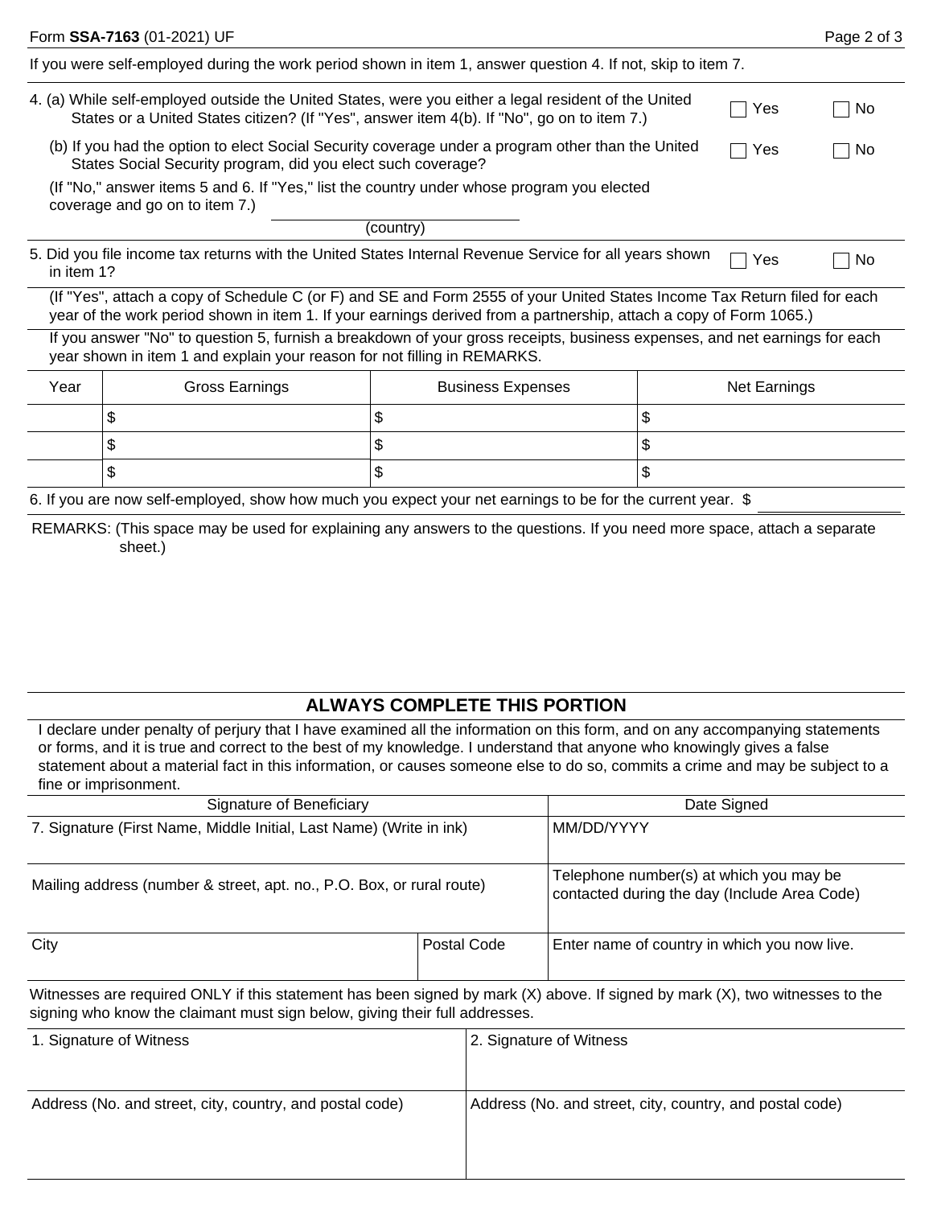If you were self-employed during the work period shown in item 1, answer question 4. If not, skip to item 7.

4. (a) While self-employed outside the United States, were you either a legal resident of the United States or a United States citizen? (If "Yes", answer item 4(b). If "No", go on to item 7.) ☐ Yes ☐ No

   (b) If you had the option to elect Social Security coverage under a program other than the United States Social Security program, did you elect such coverage? ☐ Yes ☐ No

   (If "No," answer items 5 and 6. If "Yes," list the country under whose program you elected coverage and go on to item 7.)

   ______________________ (country)

5. Did you file income tax returns with the United States Internal Revenue Service for all years shown in item 1? ☐ Yes ☐ No

   (If "Yes", attach a copy of Schedule C (or F) and SE and Form 2555 of your United States Income Tax Return filed for each year of the work period shown in item 1. If your earnings derived from a partnership, attach a copy of Form 1065.)

   If you answer "No" to question 5, furnish a breakdown of your gross receipts, business expenses, and net earnings for each year shown in item 1 and explain your reason for not filling in REMARKS.

| Year | Gross Earnings | Business Expenses | Net Earnings |
|---|---|---|---|
| | $ | $ | $ |
| | $ | $ | $ |
| | $ | $ | $ |

6. If you are now self-employed, show how much you expect your net earnings to be for the current year. $ ____________

REMARKS: (This space may be used for explaining any answers to the questions. If you need more space, attach a separate sheet.)

## ALWAYS COMPLETE THIS PORTION

I declare under penalty of perjury that I have examined all the information on this form, and on any accompanying statements or forms, and it is true and correct to the best of my knowledge. I understand that anyone who knowingly gives a false statement about a material fact in this information, or causes someone else to do so, commits a crime and may be subject to a fine or imprisonment.

| Signature of Beneficiary | | Date Signed |
|---|---|---|
| 7. Signature (First Name, Middle Initial, Last Name) (Write in ink) | | MM/DD/YYYY |
| Mailing address (number & street, apt. no., P.O. Box, or rural route) | | Telephone number(s) at which you may be contacted during the day (Include Area Code) |
| City | Postal Code | Enter name of country in which you now live. |

Witnesses are required ONLY if this statement has been signed by mark (X) above. If signed by mark (X), two witnesses to the signing who know the claimant must sign below, giving their full addresses.

| 1. Signature of Witness | 2. Signature of Witness |
|---|---|
| Address (No. and street, city, country, and postal code) | Address (No. and street, city, country, and postal code) |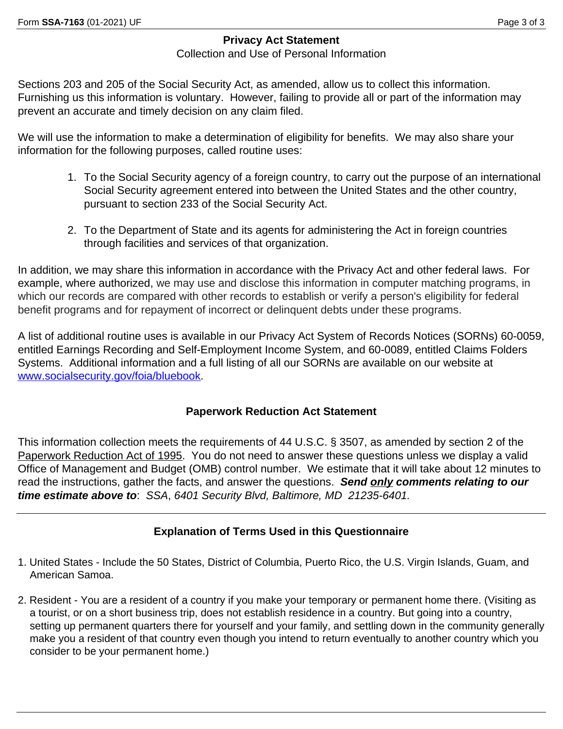## Privacy Act Statement

Collection and Use of Personal Information

Sections 203 and 205 of the Social Security Act, as amended, allow us to collect this information. Furnishing us this information is voluntary. However, failing to provide all or part of the information may prevent an accurate and timely decision on any claim filed.

We will use the information to make a determination of eligibility for benefits. We may also share your information for the following purposes, called routine uses:

1. To the Social Security agency of a foreign country, to carry out the purpose of an international Social Security agreement entered into between the United States and the other country, pursuant to section 233 of the Social Security Act.

2. To the Department of State and its agents for administering the Act in foreign countries through facilities and services of that organization.

In addition, we may share this information in accordance with the Privacy Act and other federal laws. For example, where authorized, we may use and disclose this information in computer matching programs, in which our records are compared with other records to establish or verify a person's eligibility for federal benefit programs and for repayment of incorrect or delinquent debts under these programs.

A list of additional routine uses is available in our Privacy Act System of Records Notices (SORNs) 60-0059, entitled Earnings Recording and Self-Employment Income System, and 60-0089, entitled Claims Folders Systems. Additional information and a full listing of all our SORNs are available on our website at www.socialsecurity.gov/foia/bluebook.

## Paperwork Reduction Act Statement

This information collection meets the requirements of 44 U.S.C. § 3507, as amended by section 2 of the Paperwork Reduction Act of 1995. You do not need to answer these questions unless we display a valid Office of Management and Budget (OMB) control number. We estimate that it will take about 12 minutes to read the instructions, gather the facts, and answer the questions. ***Send only comments relating to our time estimate above to***: *SSA, 6401 Security Blvd, Baltimore, MD 21235-6401.*

## Explanation of Terms Used in this Questionnaire

1. United States - Include the 50 States, District of Columbia, Puerto Rico, the U.S. Virgin Islands, Guam, and American Samoa.

2. Resident - You are a resident of a country if you make your temporary or permanent home there. (Visiting as a tourist, or on a short business trip, does not establish residence in a country. But going into a country, setting up permanent quarters there for yourself and your family, and settling down in the community generally make you a resident of that country even though you intend to return eventually to another country which you consider to be your permanent home.)